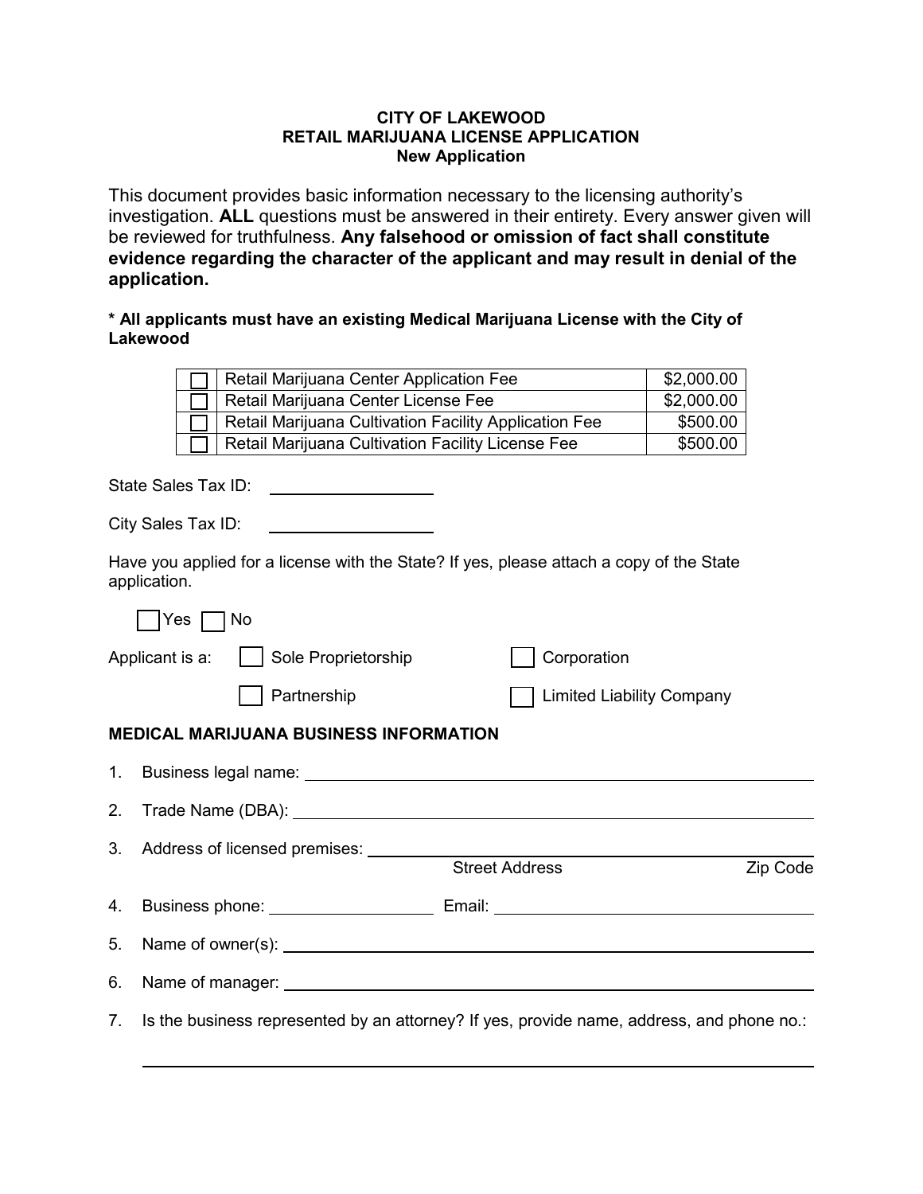**CITY OF LAKEWOOD**
**RETAIL MARIJUANA LICENSE APPLICATION**
**New Application**

This document provides basic information necessary to the licensing authority's investigation. **ALL** questions must be answered in their entirety. Every answer given will be reviewed for truthfulness. **Any falsehood or omission of fact shall constitute evidence regarding the character of the applicant and may result in denial of the application.**

**\* All applicants must have an existing Medical Marijuana License with the City of Lakewood**

| | | |
|---|---|---|
| ☐ | Retail Marijuana Center Application Fee | $2,000.00 |
| ☐ | Retail Marijuana Center License Fee | $2,000.00 |
| ☐ | Retail Marijuana Cultivation Facility Application Fee | $500.00 |
| ☐ | Retail Marijuana Cultivation Facility License Fee | $500.00 |

State Sales Tax ID: ____________

City Sales Tax ID: ____________

Have you applied for a license with the State? If yes, please attach a copy of the State application.

☐ Yes ☐ No

Applicant is a: ☐ Sole Proprietorship ☐ Corporation ☐ Partnership ☐ Limited Liability Company

**MEDICAL MARIJUANA BUSINESS INFORMATION**

1. Business legal name: ____________
2. Trade Name (DBA): ____________
3. Address of licensed premises: ____________
   Street Address Zip Code
4. Business phone: ____________ Email: ____________
5. Name of owner(s): ____________
6. Name of manager: ____________
7. Is the business represented by an attorney? If yes, provide name, address, and phone no.:

   ____________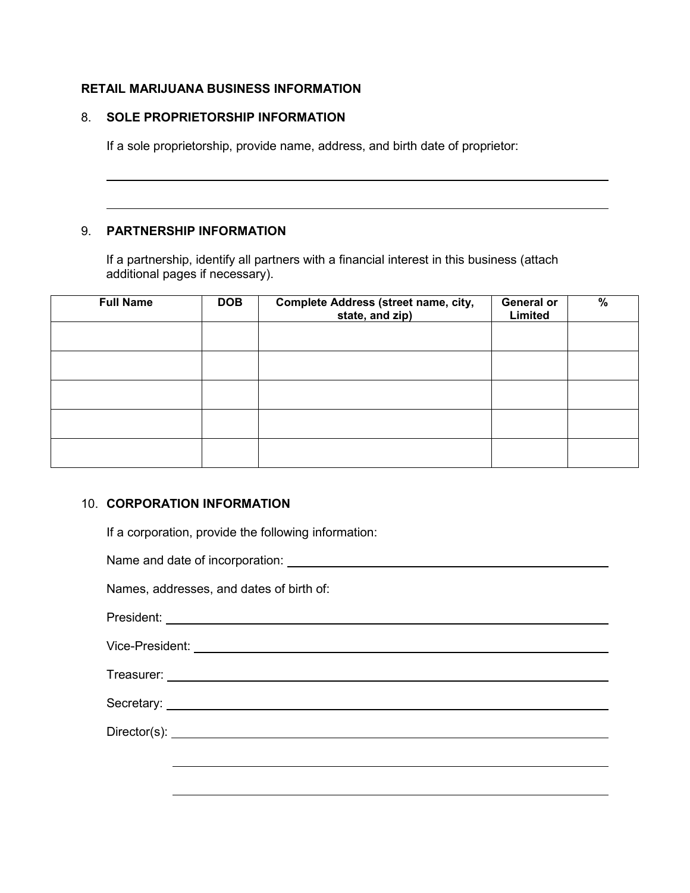## RETAIL MARIJUANA BUSINESS INFORMATION

### 8. SOLE PROPRIETORSHIP INFORMATION

If a sole proprietorship, provide name, address, and birth date of proprietor:

______________________________________________________________________

______________________________________________________________________

### 9. PARTNERSHIP INFORMATION

If a partnership, identify all partners with a financial interest in this business (attach additional pages if necessary).

| Full Name | DOB | Complete Address (street name, city, state, and zip) | General or Limited | % |
|---|---|---|---|---|
| | | | | |
| | | | | |
| | | | | |
| | | | | |
| | | | | |

### 10. CORPORATION INFORMATION

If a corporation, provide the following information:

Name and date of incorporation: ______________________________________

Names, addresses, and dates of birth of:

President: ______________________________________________________

Vice-President: _________________________________________________

Treasurer: ______________________________________________________

Secretary: ______________________________________________________

Director(s): ____________________________________________________

____________________________________________________

____________________________________________________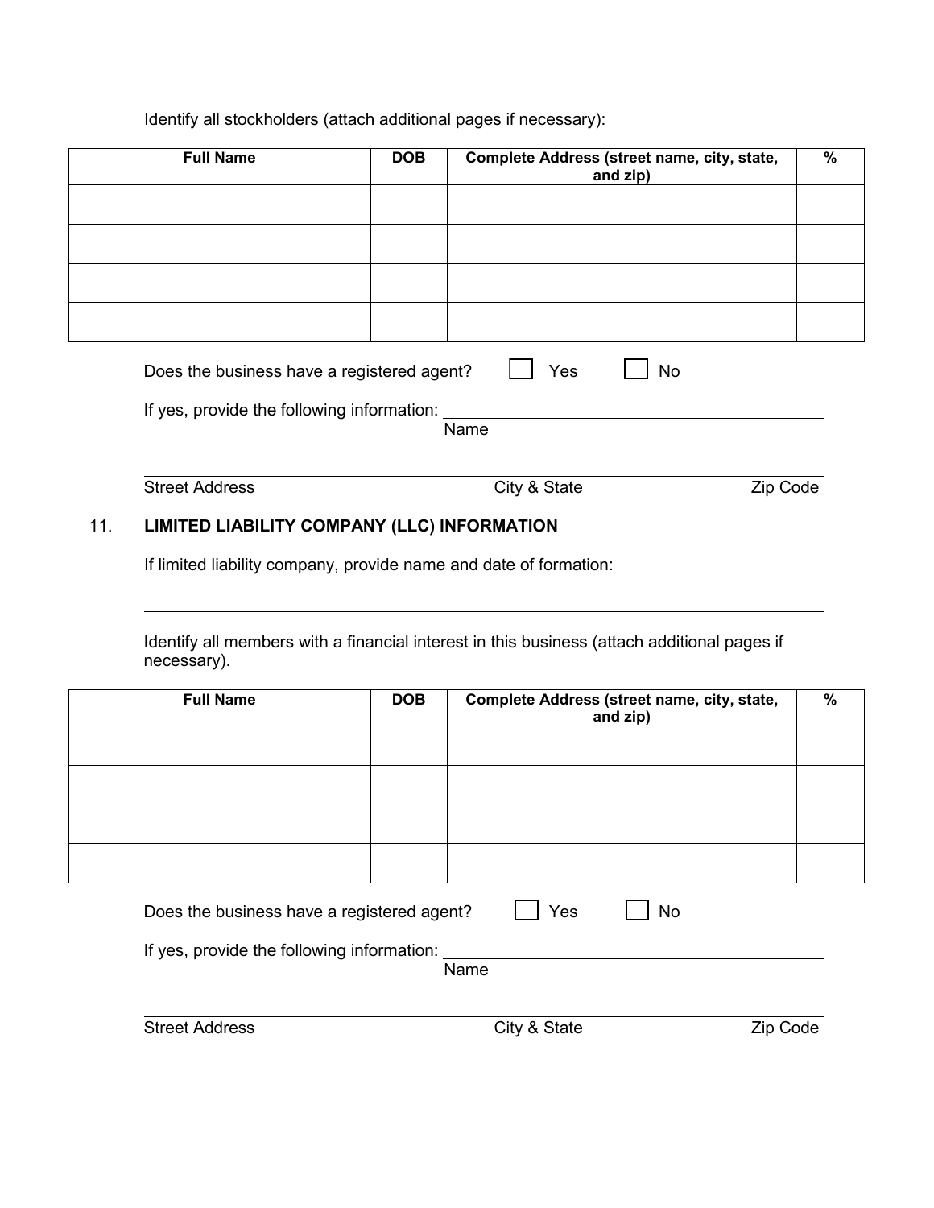Identify all stockholders (attach additional pages if necessary):

| Full Name | DOB | Complete Address (street name, city, state, and zip) | % |
|---|---|---|---|
| | | | |
| | | | |
| | | | |
| | | | |

Does the business have a registered agent? ☐ Yes ☐ No

If yes, provide the following information: ______________________________
Name

______________________________
Street Address City & State Zip Code

## 11. LIMITED LIABILITY COMPANY (LLC) INFORMATION

If limited liability company, provide name and date of formation: ______________________________

______________________________

Identify all members with a financial interest in this business (attach additional pages if necessary).

| Full Name | DOB | Complete Address (street name, city, state, and zip) | % |
|---|---|---|---|
| | | | |
| | | | |
| | | | |
| | | | |

Does the business have a registered agent? ☐ Yes ☐ No

If yes, provide the following information: ______________________________
Name

______________________________
Street Address City & State Zip Code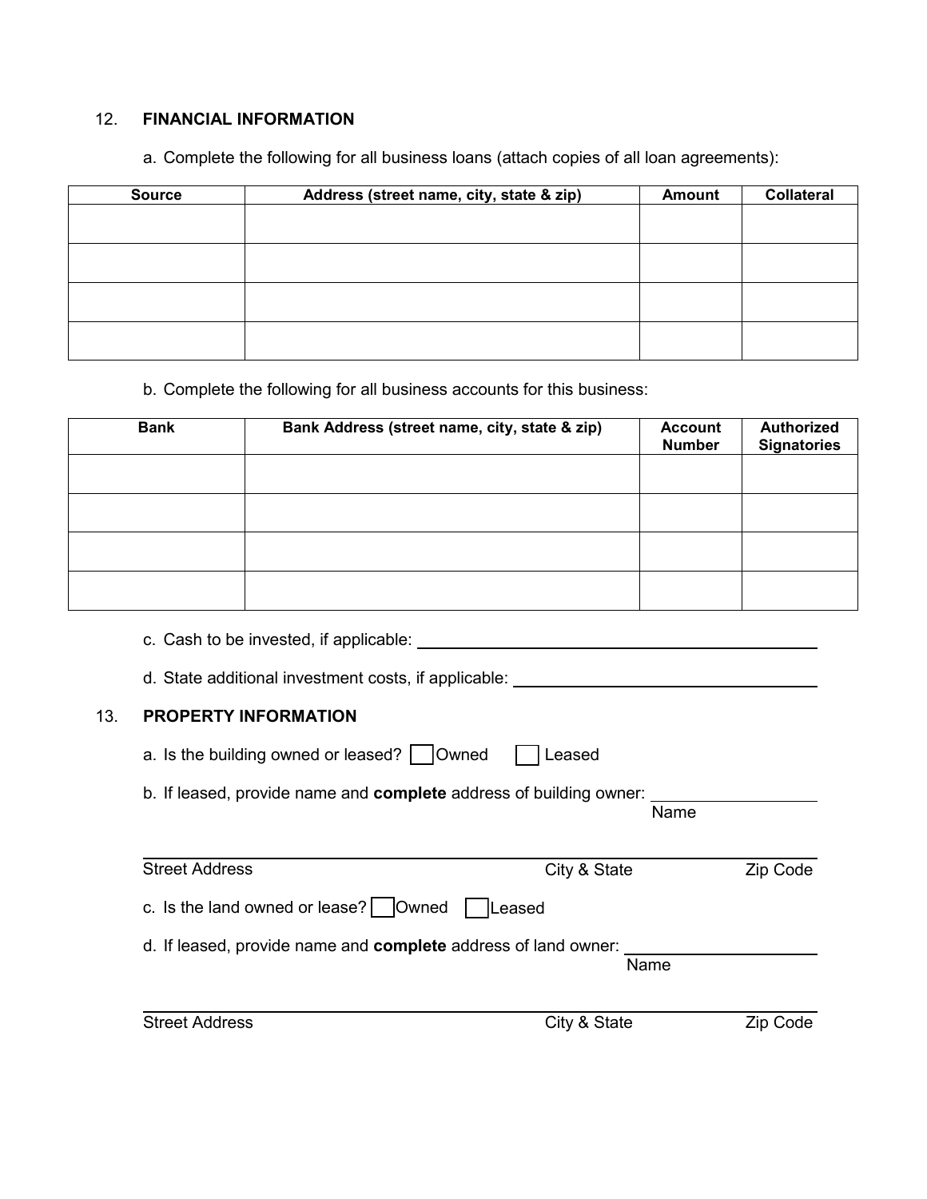12. **FINANCIAL INFORMATION**

a. Complete the following for all business loans (attach copies of all loan agreements):

| Source | Address (street name, city, state & zip) | Amount | Collateral |
|---|---|---|---|
| | | | |
| | | | |
| | | | |
| | | | |

b. Complete the following for all business accounts for this business:

| Bank | Bank Address (street name, city, state & zip) | Account Number | Authorized Signatories |
|---|---|---|---|
| | | | |
| | | | |
| | | | |
| | | | |

c. Cash to be invested, if applicable: ______________________________

d. State additional investment costs, if applicable: ______________________________

13. **PROPERTY INFORMATION**

a. Is the building owned or leased? ☐ Owned ☐ Leased

b. If leased, provide name and **complete** address of building owner: ____________________
Name

______________________________________________________________
Street Address City & State Zip Code

c. Is the land owned or lease? ☐ Owned ☐ Leased

d. If leased, provide name and **complete** address of land owner: ____________________
Name

______________________________________________________________
Street Address City & State Zip Code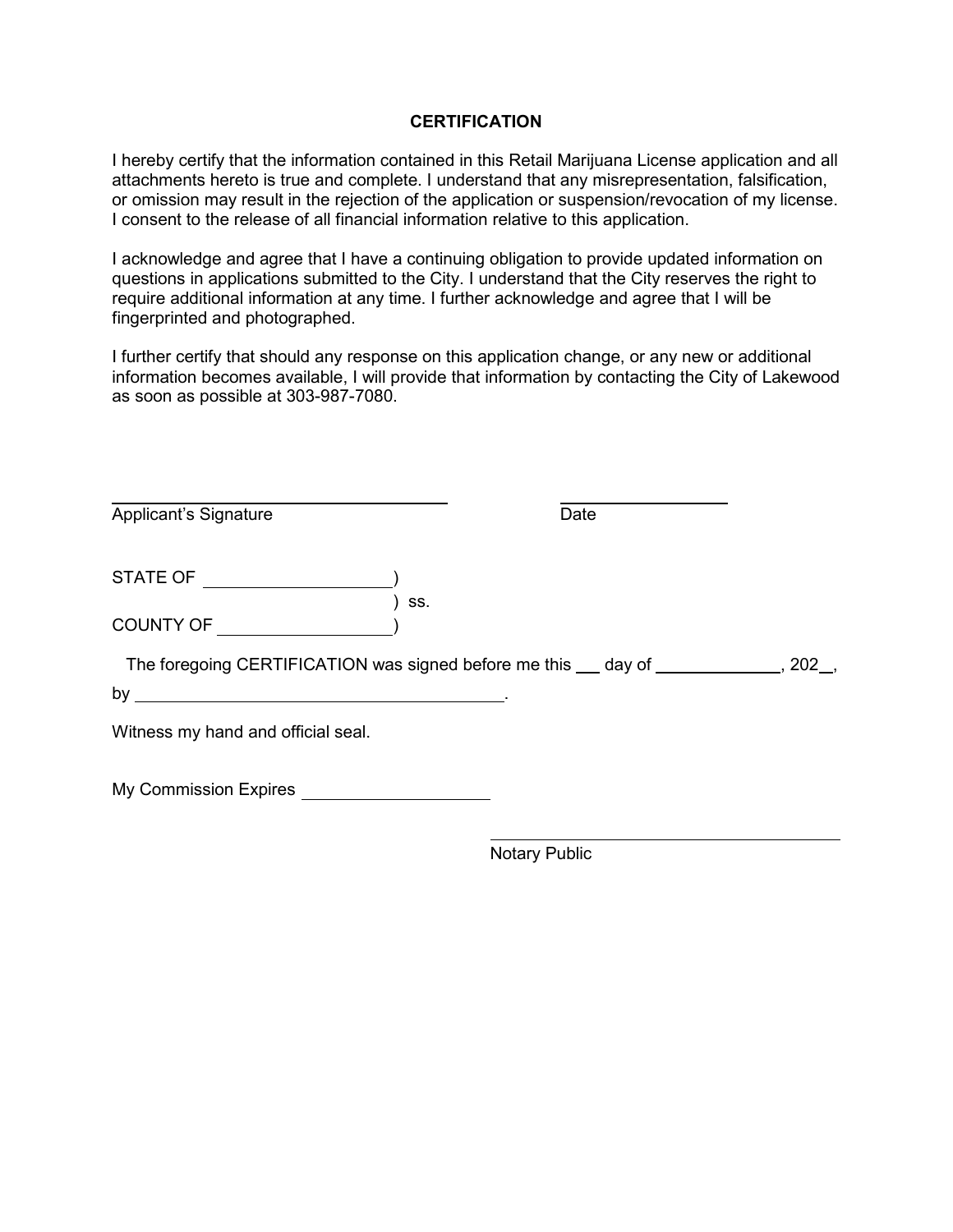## CERTIFICATION

I hereby certify that the information contained in this Retail Marijuana License application and all attachments hereto is true and complete. I understand that any misrepresentation, falsification, or omission may result in the rejection of the application or suspension/revocation of my license. I consent to the release of all financial information relative to this application.

I acknowledge and agree that I have a continuing obligation to provide updated information on questions in applications submitted to the City. I understand that the City reserves the right to require additional information at any time. I further acknowledge and agree that I will be fingerprinted and photographed.

I further certify that should any response on this application change, or any new or additional information becomes available, I will provide that information by contacting the City of Lakewood as soon as possible at 303-987-7080.

\_\_\_\_\_\_\_\_\_\_\_\_\_\_\_\_\_\_\_\_\_\_\_\_\_\_\_\_\_\_\_\_\_\_\_\_ \_\_\_\_\_\_\_\_\_\_\_\_\_\_\_\_\_\_
Applicant's Signature Date

STATE OF \_\_\_\_\_\_\_\_\_\_\_\_\_\_\_\_\_\_\_\_)
) ss.
COUNTY OF \_\_\_\_\_\_\_\_\_\_\_\_\_\_\_\_\_\_)

The foregoing CERTIFICATION was signed before me this \_\_\_ day of \_\_\_\_\_\_\_\_\_\_\_\_\_\_, 202\_\_,

by \_\_\_\_\_\_\_\_\_\_\_\_\_\_\_\_\_\_\_\_\_\_\_\_\_\_\_\_\_\_\_\_\_\_\_\_\_\_\_\_.

Witness my hand and official seal.

My Commission Expires \_\_\_\_\_\_\_\_\_\_\_\_\_\_\_\_\_\_\_\_

\_\_\_\_\_\_\_\_\_\_\_\_\_\_\_\_\_\_\_\_\_\_\_\_\_\_\_\_\_\_\_\_\_\_\_\_\_\_
Notary Public